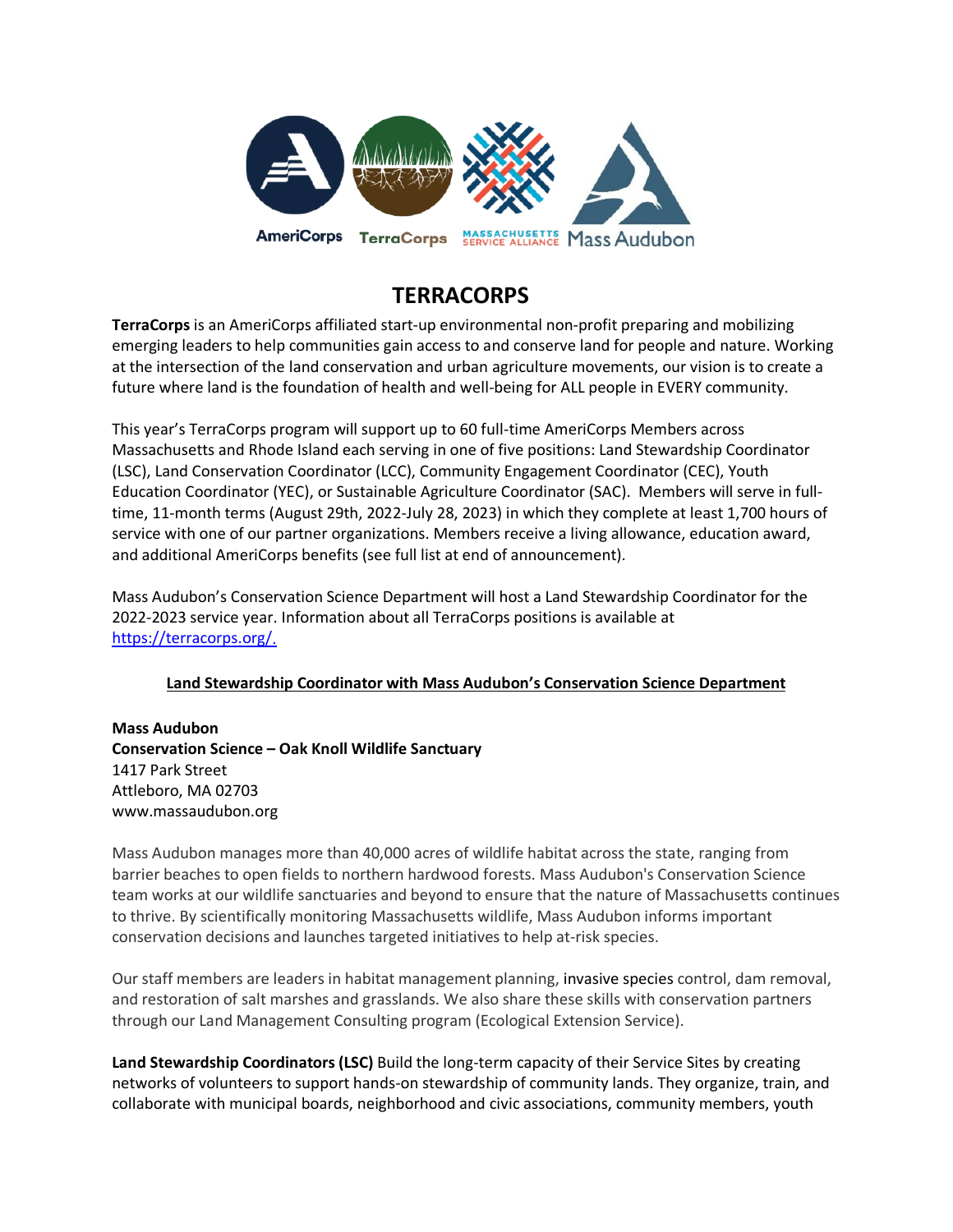AmeriCorps TerraCorps MASSACHUSETTS SERVICE ALLIANCE Mass Audubon

# TERRACORPS

**TerraCorps** is an AmeriCorps affiliated start-up environmental non-profit preparing and mobilizing emerging leaders to help communities gain access to and conserve land for people and nature. Working at the intersection of the land conservation and urban agriculture movements, our vision is to create a future where land is the foundation of health and well-being for ALL people in EVERY community.

This year's TerraCorps program will support up to 60 full-time AmeriCorps Members across Massachusetts and Rhode Island each serving in one of five positions: Land Stewardship Coordinator (LSC), Land Conservation Coordinator (LCC), Community Engagement Coordinator (CEC), Youth Education Coordinator (YEC), or Sustainable Agriculture Coordinator (SAC). Members will serve in full-time, 11-month terms (August 29th, 2022-July 28, 2023) in which they complete at least 1,700 hours of service with one of our partner organizations. Members receive a living allowance, education award, and additional AmeriCorps benefits (see full list at end of announcement).

Mass Audubon's Conservation Science Department will host a Land Stewardship Coordinator for the 2022-2023 service year. Information about all TerraCorps positions is available at [https://terracorps.org/.](https://terracorps.org/)

## Land Stewardship Coordinator with Mass Audubon's Conservation Science Department

**Mass Audubon**
**Conservation Science – Oak Knoll Wildlife Sanctuary**
1417 Park Street
Attleboro, MA 02703
www.massaudubon.org

Mass Audubon manages more than 40,000 acres of wildlife habitat across the state, ranging from barrier beaches to open fields to northern hardwood forests. Mass Audubon's Conservation Science team works at our wildlife sanctuaries and beyond to ensure that the nature of Massachusetts continues to thrive. By scientifically monitoring Massachusetts wildlife, Mass Audubon informs important conservation decisions and launches targeted initiatives to help at-risk species.

Our staff members are leaders in habitat management planning, invasive species control, dam removal, and restoration of salt marshes and grasslands. We also share these skills with conservation partners through our Land Management Consulting program (Ecological Extension Service).

**Land Stewardship Coordinators (LSC)** Build the long-term capacity of their Service Sites by creating networks of volunteers to support hands-on stewardship of community lands. They organize, train, and collaborate with municipal boards, neighborhood and civic associations, community members, youth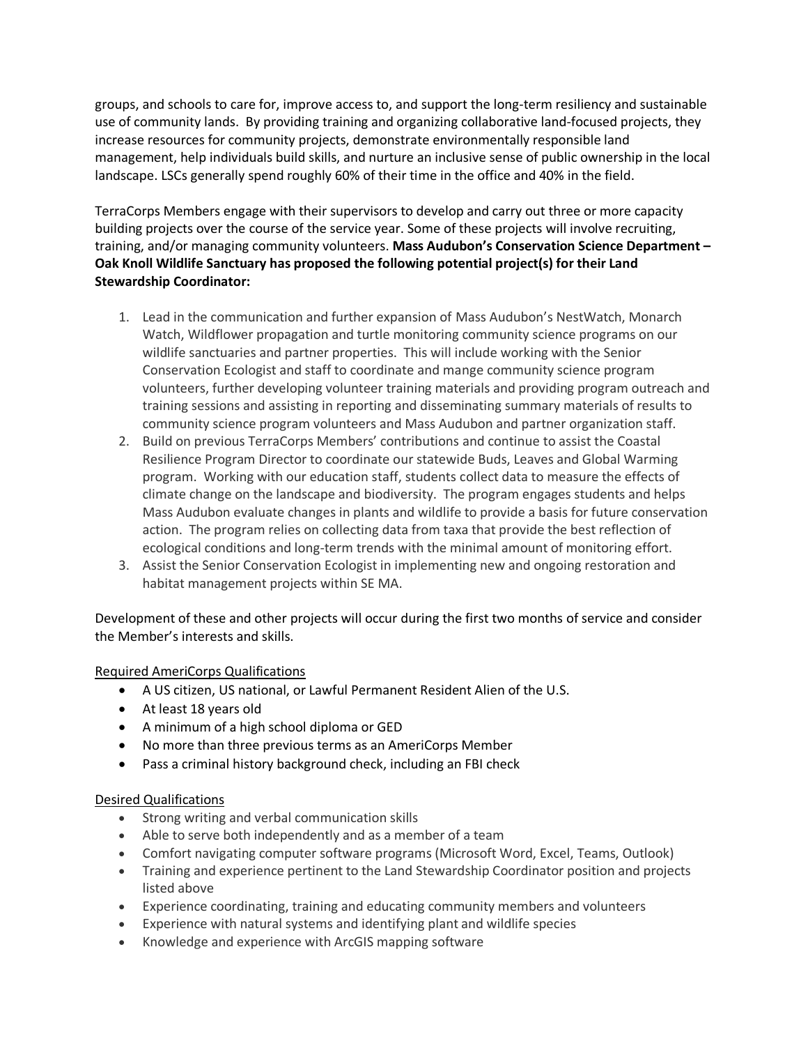groups, and schools to care for, improve access to, and support the long-term resiliency and sustainable use of community lands. By providing training and organizing collaborative land-focused projects, they increase resources for community projects, demonstrate environmentally responsible land management, help individuals build skills, and nurture an inclusive sense of public ownership in the local landscape. LSCs generally spend roughly 60% of their time in the office and 40% in the field.

TerraCorps Members engage with their supervisors to develop and carry out three or more capacity building projects over the course of the service year. Some of these projects will involve recruiting, training, and/or managing community volunteers. **Mass Audubon's Conservation Science Department – Oak Knoll Wildlife Sanctuary has proposed the following potential project(s) for their Land Stewardship Coordinator:**

1. Lead in the communication and further expansion of Mass Audubon's NestWatch, Monarch Watch, Wildflower propagation and turtle monitoring community science programs on our wildlife sanctuaries and partner properties. This will include working with the Senior Conservation Ecologist and staff to coordinate and mange community science program volunteers, further developing volunteer training materials and providing program outreach and training sessions and assisting in reporting and disseminating summary materials of results to community science program volunteers and Mass Audubon and partner organization staff.
2. Build on previous TerraCorps Members' contributions and continue to assist the Coastal Resilience Program Director to coordinate our statewide Buds, Leaves and Global Warming program. Working with our education staff, students collect data to measure the effects of climate change on the landscape and biodiversity. The program engages students and helps Mass Audubon evaluate changes in plants and wildlife to provide a basis for future conservation action. The program relies on collecting data from taxa that provide the best reflection of ecological conditions and long-term trends with the minimal amount of monitoring effort.
3. Assist the Senior Conservation Ecologist in implementing new and ongoing restoration and habitat management projects within SE MA.

Development of these and other projects will occur during the first two months of service and consider the Member's interests and skills.

<u>Required AmeriCorps Qualifications</u>

- A US citizen, US national, or Lawful Permanent Resident Alien of the U.S.
- At least 18 years old
- A minimum of a high school diploma or GED
- No more than three previous terms as an AmeriCorps Member
- Pass a criminal history background check, including an FBI check

<u>Desired Qualifications</u>

- Strong writing and verbal communication skills
- Able to serve both independently and as a member of a team
- Comfort navigating computer software programs (Microsoft Word, Excel, Teams, Outlook)
- Training and experience pertinent to the Land Stewardship Coordinator position and projects listed above
- Experience coordinating, training and educating community members and volunteers
- Experience with natural systems and identifying plant and wildlife species
- Knowledge and experience with ArcGIS mapping software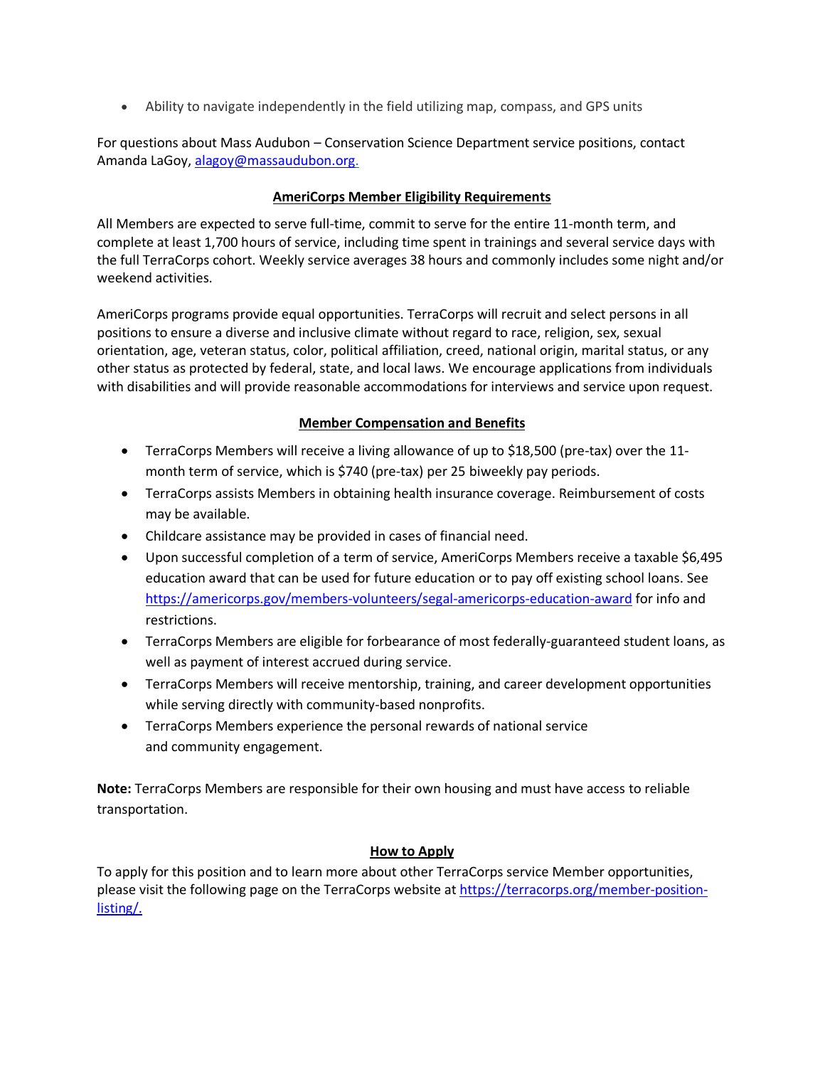- Ability to navigate independently in the field utilizing map, compass, and GPS units

For questions about Mass Audubon – Conservation Science Department service positions, contact Amanda LaGoy, [alagoy@massaudubon.org.](mailto:alagoy@massaudubon.org)

## AmeriCorps Member Eligibility Requirements

All Members are expected to serve full-time, commit to serve for the entire 11-month term, and complete at least 1,700 hours of service, including time spent in trainings and several service days with the full TerraCorps cohort. Weekly service averages 38 hours and commonly includes some night and/or weekend activities.

AmeriCorps programs provide equal opportunities. TerraCorps will recruit and select persons in all positions to ensure a diverse and inclusive climate without regard to race, religion, sex, sexual orientation, age, veteran status, color, political affiliation, creed, national origin, marital status, or any other status as protected by federal, state, and local laws. We encourage applications from individuals with disabilities and will provide reasonable accommodations for interviews and service upon request.

## Member Compensation and Benefits

- TerraCorps Members will receive a living allowance of up to $18,500 (pre-tax) over the 11-month term of service, which is $740 (pre-tax) per 25 biweekly pay periods.
- TerraCorps assists Members in obtaining health insurance coverage. Reimbursement of costs may be available.
- Childcare assistance may be provided in cases of financial need.
- Upon successful completion of a term of service, AmeriCorps Members receive a taxable $6,495 education award that can be used for future education or to pay off existing school loans. See [https://americorps.gov/members-volunteers/segal-americorps-education-award](https://americorps.gov/members-volunteers/segal-americorps-education-award) for info and restrictions.
- TerraCorps Members are eligible for forbearance of most federally-guaranteed student loans, as well as payment of interest accrued during service.
- TerraCorps Members will receive mentorship, training, and career development opportunities while serving directly with community-based nonprofits.
- TerraCorps Members experience the personal rewards of national service and community engagement.

**Note:** TerraCorps Members are responsible for their own housing and must have access to reliable transportation.

## How to Apply

To apply for this position and to learn more about other TerraCorps service Member opportunities, please visit the following page on the TerraCorps website at [https://terracorps.org/member-position-listing/.](https://terracorps.org/member-position-listing/)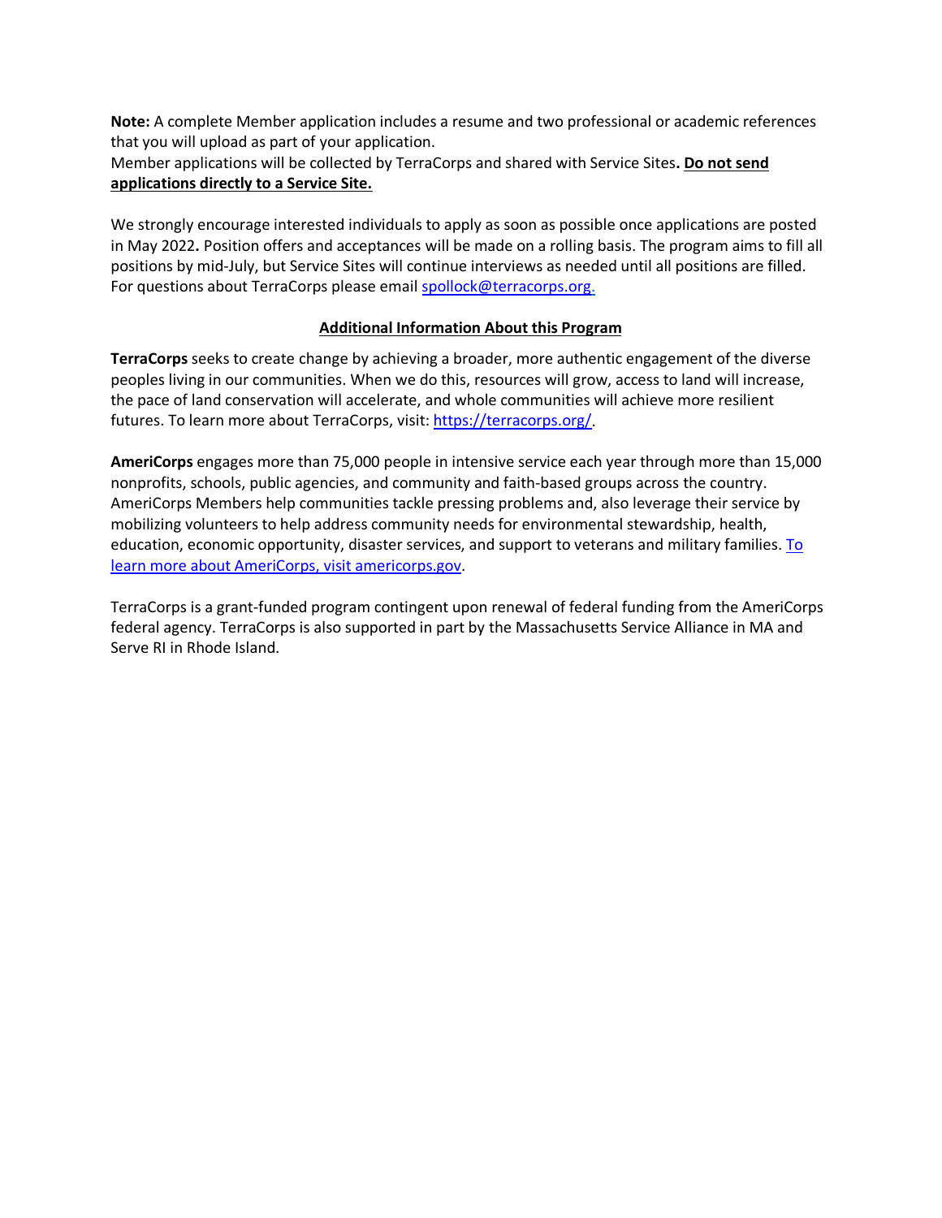**Note:** A complete Member application includes a resume and two professional or academic references that you will upload as part of your application.
Member applications will be collected by TerraCorps and shared with Service Sites**. Do not send applications directly to a Service Site.**

We strongly encourage interested individuals to apply as soon as possible once applications are posted in May 2022**.** Position offers and acceptances will be made on a rolling basis. The program aims to fill all positions by mid-July, but Service Sites will continue interviews as needed until all positions are filled. For questions about TerraCorps please email [spollock@terracorps.org.](mailto:spollock@terracorps.org)

## Additional Information About this Program

**TerraCorps** seeks to create change by achieving a broader, more authentic engagement of the diverse peoples living in our communities. When we do this, resources will grow, access to land will increase, the pace of land conservation will accelerate, and whole communities will achieve more resilient futures. To learn more about TerraCorps, visit: [https://terracorps.org/](https://terracorps.org/).

**AmeriCorps** engages more than 75,000 people in intensive service each year through more than 15,000 nonprofits, schools, public agencies, and community and faith-based groups across the country. AmeriCorps Members help communities tackle pressing problems and, also leverage their service by mobilizing volunteers to help address community needs for environmental stewardship, health, education, economic opportunity, disaster services, and support to veterans and military families. [To learn more about AmeriCorps, visit americorps.gov](https://americorps.gov).

TerraCorps is a grant-funded program contingent upon renewal of federal funding from the AmeriCorps federal agency. TerraCorps is also supported in part by the Massachusetts Service Alliance in MA and Serve RI in Rhode Island.